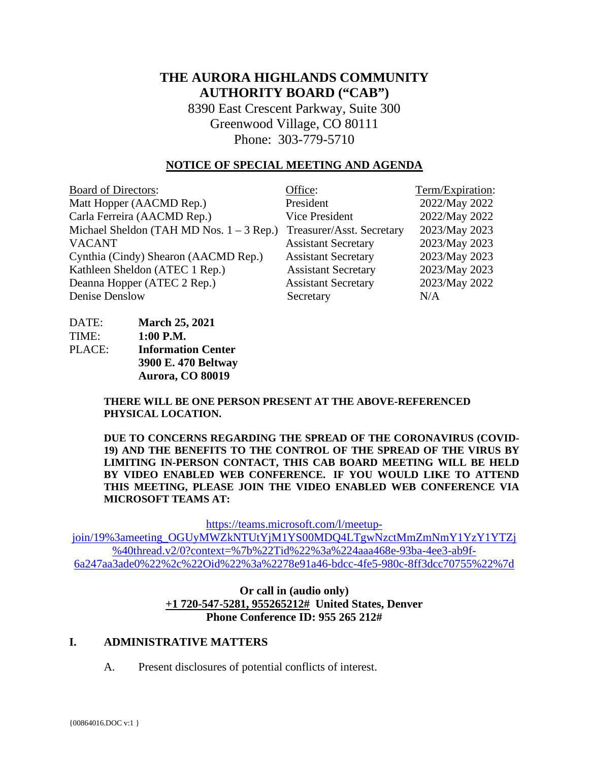# THE AURORA HIGHLANDS COMMUNITY AUTHORITY BOARD ("CAB")

8390 East Crescent Parkway, Suite 300
Greenwood Village, CO 80111
Phone: 303-779-5710

## NOTICE OF SPECIAL MEETING AND AGENDA

| Board of Directors: | Office: | Term/Expiration: |
|---|---|---|
| Matt Hopper (AACMD Rep.) | President | 2022/May 2022 |
| Carla Ferreira (AACMD Rep.) | Vice President | 2022/May 2022 |
| Michael Sheldon (TAH MD Nos. 1 – 3 Rep.) | Treasurer/Asst. Secretary | 2023/May 2023 |
| VACANT | Assistant Secretary | 2023/May 2023 |
| Cynthia (Cindy) Shearon (AACMD Rep.) | Assistant Secretary | 2023/May 2023 |
| Kathleen Sheldon (ATEC 1 Rep.) | Assistant Secretary | 2023/May 2023 |
| Deanna Hopper (ATEC 2 Rep.) | Assistant Secretary | 2023/May 2022 |
| Denise Denslow | Secretary | N/A |

DATE: **March 25, 2021**
TIME: **1:00 P.M.**
PLACE: **Information Center**
**3900 E. 470 Beltway**
**Aurora, CO 80019**

**THERE WILL BE ONE PERSON PRESENT AT THE ABOVE-REFERENCED PHYSICAL LOCATION.**

**DUE TO CONCERNS REGARDING THE SPREAD OF THE CORONAVIRUS (COVID-19) AND THE BENEFITS TO THE CONTROL OF THE SPREAD OF THE VIRUS BY LIMITING IN-PERSON CONTACT, THIS CAB BOARD MEETING WILL BE HELD BY VIDEO ENABLED WEB CONFERENCE. IF YOU WOULD LIKE TO ATTEND THIS MEETING, PLEASE JOIN THE VIDEO ENABLED WEB CONFERENCE VIA MICROSOFT TEAMS AT:**

https://teams.microsoft.com/l/meetup-join/19%3ameeting_OGUyMWZkNTUtYjM1YS00MDQ4LTgwNzctMmZmNmY1YzY1YTZj%40thread.v2/0?context=%7b%22Tid%22%3a%224aaa468e-93ba-4ee3-ab9f-6a247aa3ade0%22%2c%22Oid%22%3a%2278e91a46-bdcc-4fe5-980c-8ff3dcc70755%22%7d

**Or call in (audio only)**
**+1 720-547-5281, 955265212# United States, Denver**
**Phone Conference ID: 955 265 212#**

## I. ADMINISTRATIVE MATTERS

A. Present disclosures of potential conflicts of interest.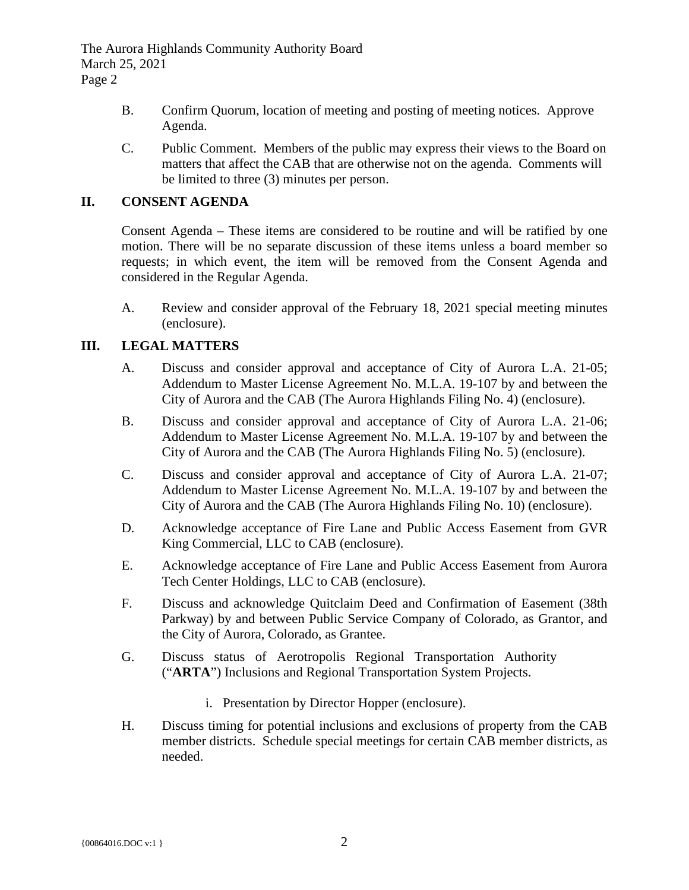B. Confirm Quorum, location of meeting and posting of meeting notices. Approve Agenda.

C. Public Comment. Members of the public may express their views to the Board on matters that affect the CAB that are otherwise not on the agenda. Comments will be limited to three (3) minutes per person.

## II. CONSENT AGENDA

Consent Agenda – These items are considered to be routine and will be ratified by one motion. There will be no separate discussion of these items unless a board member so requests; in which event, the item will be removed from the Consent Agenda and considered in the Regular Agenda.

A. Review and consider approval of the February 18, 2021 special meeting minutes (enclosure).

## III. LEGAL MATTERS

A. Discuss and consider approval and acceptance of City of Aurora L.A. 21-05; Addendum to Master License Agreement No. M.L.A. 19-107 by and between the City of Aurora and the CAB (The Aurora Highlands Filing No. 4) (enclosure).

B. Discuss and consider approval and acceptance of City of Aurora L.A. 21-06; Addendum to Master License Agreement No. M.L.A. 19-107 by and between the City of Aurora and the CAB (The Aurora Highlands Filing No. 5) (enclosure).

C. Discuss and consider approval and acceptance of City of Aurora L.A. 21-07; Addendum to Master License Agreement No. M.L.A. 19-107 by and between the City of Aurora and the CAB (The Aurora Highlands Filing No. 10) (enclosure).

D. Acknowledge acceptance of Fire Lane and Public Access Easement from GVR King Commercial, LLC to CAB (enclosure).

E. Acknowledge acceptance of Fire Lane and Public Access Easement from Aurora Tech Center Holdings, LLC to CAB (enclosure).

F. Discuss and acknowledge Quitclaim Deed and Confirmation of Easement (38th Parkway) by and between Public Service Company of Colorado, as Grantor, and the City of Aurora, Colorado, as Grantee.

G. Discuss status of Aerotropolis Regional Transportation Authority ("**ARTA**") Inclusions and Regional Transportation System Projects.

   i. Presentation by Director Hopper (enclosure).

H. Discuss timing for potential inclusions and exclusions of property from the CAB member districts. Schedule special meetings for certain CAB member districts, as needed.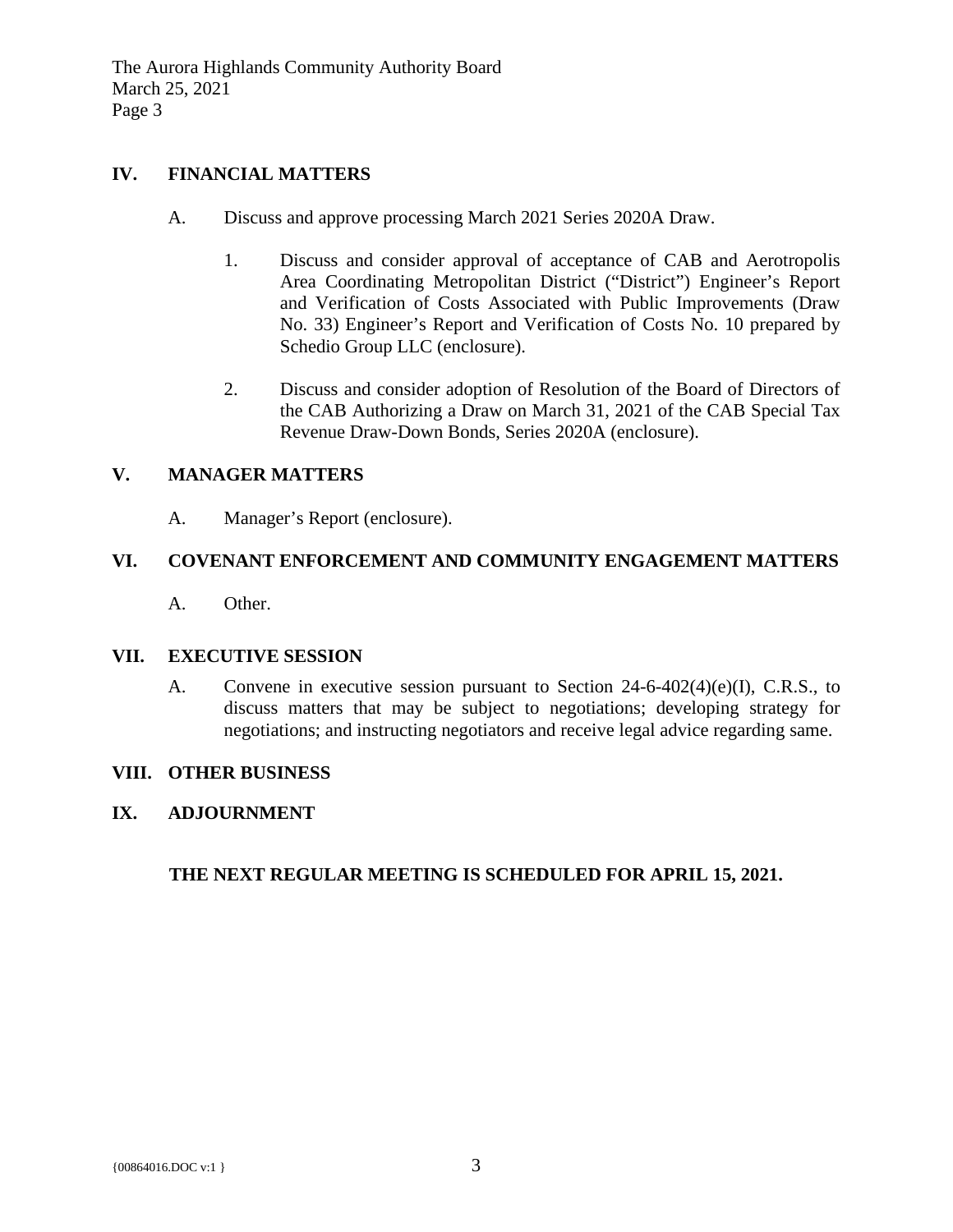## IV. FINANCIAL MATTERS

A. Discuss and approve processing March 2021 Series 2020A Draw.

1. Discuss and consider approval of acceptance of CAB and Aerotropolis Area Coordinating Metropolitan District ("District") Engineer's Report and Verification of Costs Associated with Public Improvements (Draw No. 33) Engineer's Report and Verification of Costs No. 10 prepared by Schedio Group LLC (enclosure).

2. Discuss and consider adoption of Resolution of the Board of Directors of the CAB Authorizing a Draw on March 31, 2021 of the CAB Special Tax Revenue Draw-Down Bonds, Series 2020A (enclosure).

## V. MANAGER MATTERS

A. Manager's Report (enclosure).

## VI. COVENANT ENFORCEMENT AND COMMUNITY ENGAGEMENT MATTERS

A. Other.

## VII. EXECUTIVE SESSION

A. Convene in executive session pursuant to Section 24-6-402(4)(e)(I), C.R.S., to discuss matters that may be subject to negotiations; developing strategy for negotiations; and instructing negotiators and receive legal advice regarding same.

## VIII. OTHER BUSINESS

## IX. ADJOURNMENT

**THE NEXT REGULAR MEETING IS SCHEDULED FOR APRIL 15, 2021.**

{00864016.DOC v:1 }